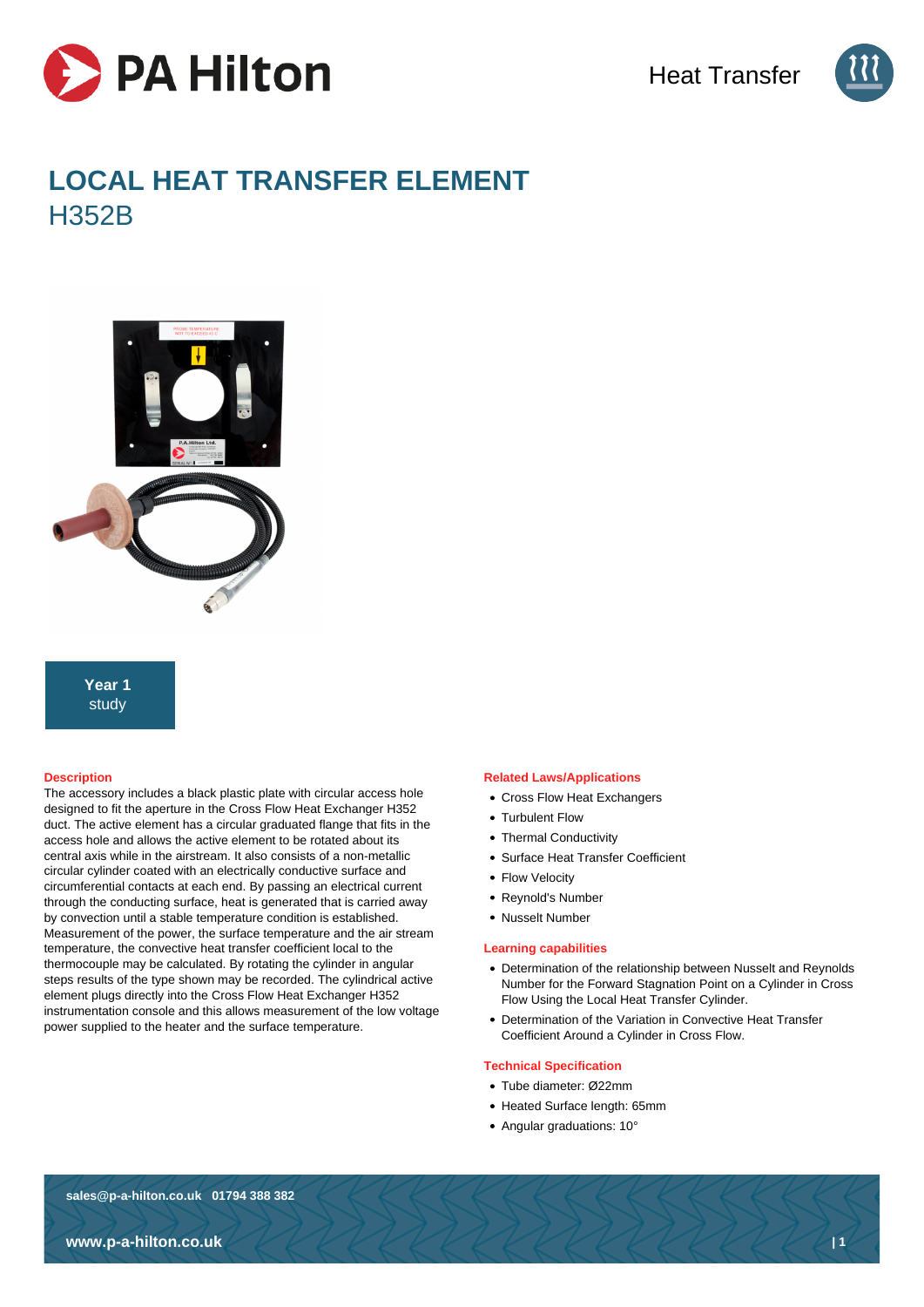# LOCAL HEAT TRANSFER ELEMENT

## H352B

**Year 1** study

### Description

The accessory includes a black plastic plate with circular access hole designed to fit the aperture in the Cross Flow Heat Exchanger H352 duct. The active element has a circular graduated flange that fits in the access hole and allows the active element to be rotated about its central axis while in the airstream. It also consists of a non-metallic circular cylinder coated with an electrically conductive surface and circumferential contacts at each end. By passing an electrical current through the conducting surface, heat is generated that is carried away by convection until a stable temperature condition is established. Measurement of the power, the surface temperature and the air stream temperature, the convective heat transfer coefficient local to the thermocouple may be calculated. By rotating the cylinder in angular steps results of the type shown may be recorded. The cylindrical active element plugs directly into the Cross Flow Heat Exchanger H352 instrumentation console and this allows measurement of the low voltage power supplied to the heater and the surface temperature.

### Related Laws/Applications

- Cross Flow Heat Exchangers
- Turbulent Flow
- Thermal Conductivity
- Surface Heat Transfer Coefficient
- Flow Velocity
- Reynold's Number
- Nusselt Number

### Learning capabilities

- Determination of the relationship between Nusselt and Reynolds Number for the Forward Stagnation Point on a Cylinder in Cross Flow Using the Local Heat Transfer Cylinder.
- Determination of the Variation in Convective Heat Transfer Coefficient Around a Cylinder in Cross Flow.

### Technical Specification

- Tube diameter: Ø22mm
- Heated Surface length: 65mm
- Angular graduations: 10°

sales@p-a-hilton.co.uk 01794 388 382

www.p-a-hilton.co.uk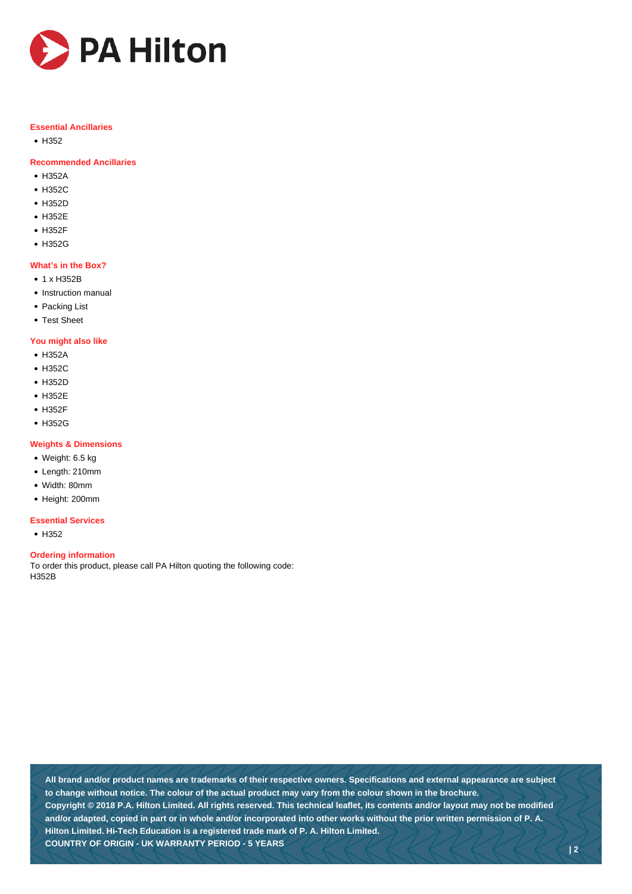### Essential Ancillaries

- H352

### Recommended Ancillaries

- H352A
- H352C
- H352D
- H352E
- H352F
- H352G

### What's in the Box?

- 1 x H352B
- Instruction manual
- Packing List
- Test Sheet

### You might also like

- H352A
- H352C
- H352D
- H352E
- H352F
- H352G

### Weights & Dimensions

- Weight: 6.5 kg
- Length: 210mm
- Width: 80mm
- Height: 200mm

### Essential Services

- H352

### Ordering information

To order this product, please call PA Hilton quoting the following code:
H352B

**All brand and/or product names are trademarks of their respective owners. Specifications and external appearance are subject to change without notice. The colour of the actual product may vary from the colour shown in the brochure.**
**Copyright © 2018 P.A. Hilton Limited. All rights reserved. This technical leaflet, its contents and/or layout may not be modified and/or adapted, copied in part or in whole and/or incorporated into other works without the prior written permission of P. A. Hilton Limited. Hi-Tech Education is a registered trade mark of P. A. Hilton Limited.**
**COUNTRY OF ORIGIN - UK WARRANTY PERIOD - 5 YEARS**